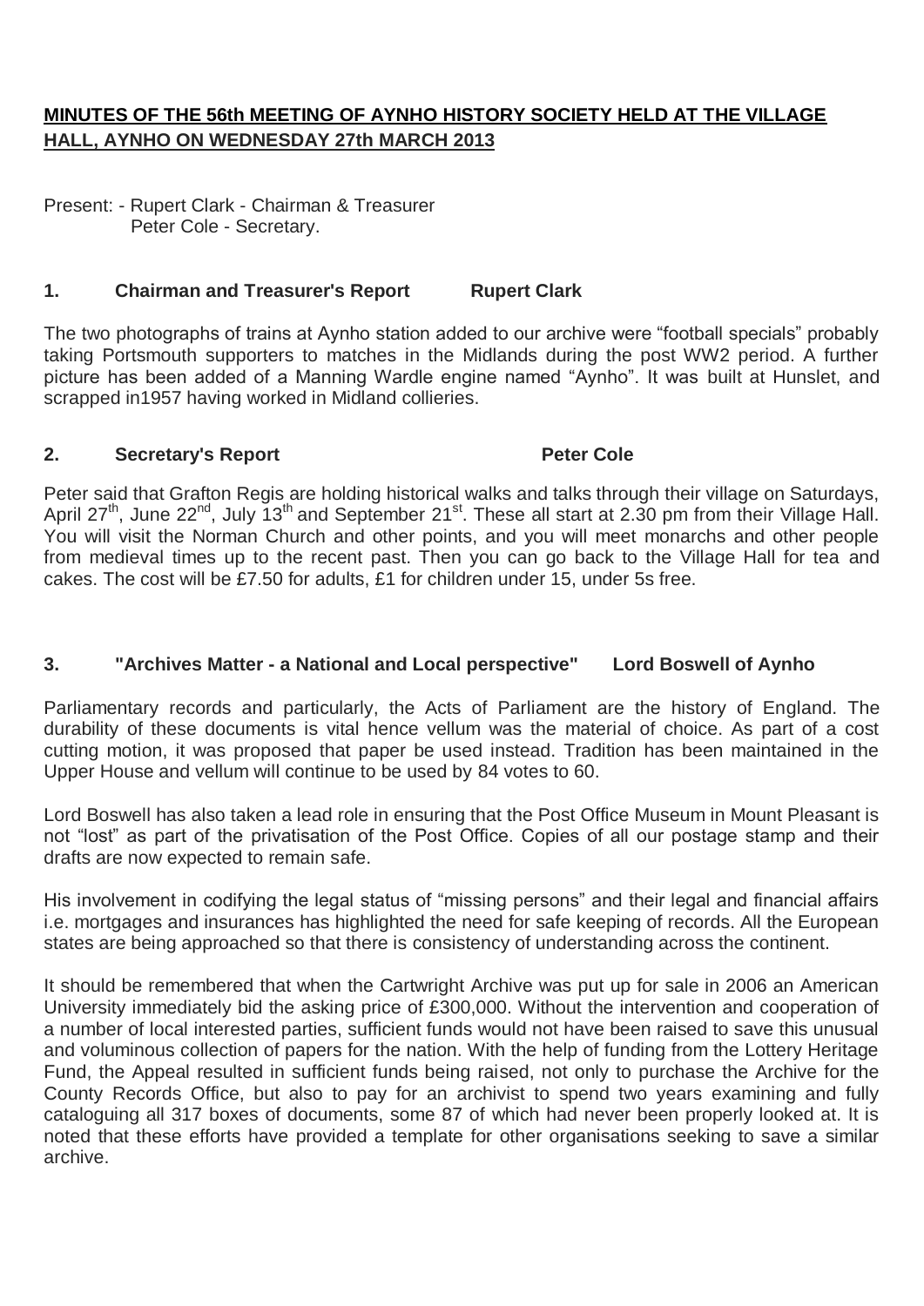**MINUTES OF THE 56th MEETING OF AYNHO HISTORY SOCIETY HELD AT THE VILLAGE HALL, AYNHO ON WEDNESDAY 27th MARCH 2013**

Present: - Rupert Clark - Chairman & Treasurer
Peter Cole - Secretary.

## 1. Chairman and Treasurer's Report — Rupert Clark

The two photographs of trains at Aynho station added to our archive were "football specials" probably taking Portsmouth supporters to matches in the Midlands during the post WW2 period. A further picture has been added of a Manning Wardle engine named "Aynho". It was built at Hunslet, and scrapped in1957 having worked in Midland collieries.

## 2. Secretary's Report — Peter Cole

Peter said that Grafton Regis are holding historical walks and talks through their village on Saturdays, April 27th, June 22nd, July 13th and September 21st. These all start at 2.30 pm from their Village Hall. You will visit the Norman Church and other points, and you will meet monarchs and other people from medieval times up to the recent past. Then you can go back to the Village Hall for tea and cakes. The cost will be £7.50 for adults, £1 for children under 15, under 5s free.

## 3. "Archives Matter - a National and Local perspective" — Lord Boswell of Aynho

Parliamentary records and particularly, the Acts of Parliament are the history of England. The durability of these documents is vital hence vellum was the material of choice. As part of a cost cutting motion, it was proposed that paper be used instead. Tradition has been maintained in the Upper House and vellum will continue to be used by 84 votes to 60.

Lord Boswell has also taken a lead role in ensuring that the Post Office Museum in Mount Pleasant is not "lost" as part of the privatisation of the Post Office. Copies of all our postage stamp and their drafts are now expected to remain safe.

His involvement in codifying the legal status of "missing persons" and their legal and financial affairs i.e. mortgages and insurances has highlighted the need for safe keeping of records. All the European states are being approached so that there is consistency of understanding across the continent.

It should be remembered that when the Cartwright Archive was put up for sale in 2006 an American University immediately bid the asking price of £300,000. Without the intervention and cooperation of a number of local interested parties, sufficient funds would not have been raised to save this unusual and voluminous collection of papers for the nation. With the help of funding from the Lottery Heritage Fund, the Appeal resulted in sufficient funds being raised, not only to purchase the Archive for the County Records Office, but also to pay for an archivist to spend two years examining and fully cataloguing all 317 boxes of documents, some 87 of which had never been properly looked at. It is noted that these efforts have provided a template for other organisations seeking to save a similar archive.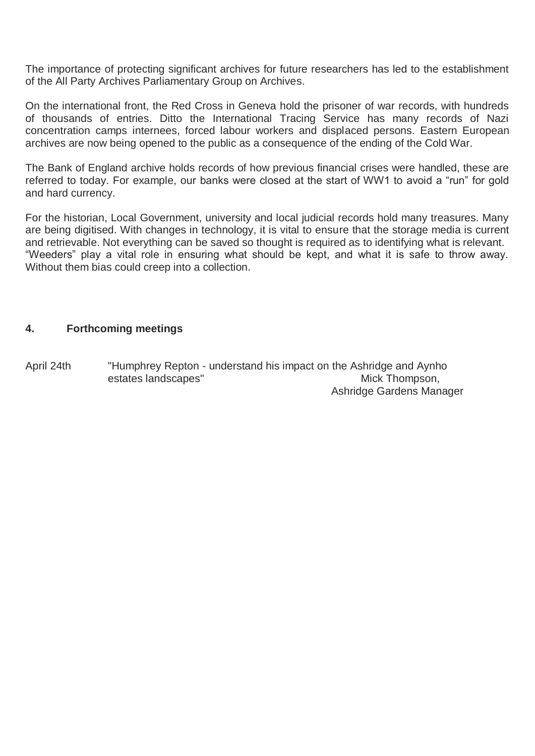The importance of protecting significant archives for future researchers has led to the establishment of the All Party Archives Parliamentary Group on Archives.

On the international front, the Red Cross in Geneva hold the prisoner of war records, with hundreds of thousands of entries. Ditto the International Tracing Service has many records of Nazi concentration camps internees, forced labour workers and displaced persons. Eastern European archives are now being opened to the public as a consequence of the ending of the Cold War.

The Bank of England archive holds records of how previous financial crises were handled, these are referred to today. For example, our banks were closed at the start of WW1 to avoid a "run" for gold and hard currency.

For the historian, Local Government, university and local judicial records hold many treasures. Many are being digitised. With changes in technology, it is vital to ensure that the storage media is current and retrievable. Not everything can be saved so thought is required as to identifying what is relevant. "Weeders" play a vital role in ensuring what should be kept, and what it is safe to throw away. Without them bias could creep into a collection.

## 4. Forthcoming meetings

April 24th "Humphrey Repton - understand his impact on the Ashridge and Aynho estates landscapes" Mick Thompson, Ashridge Gardens Manager